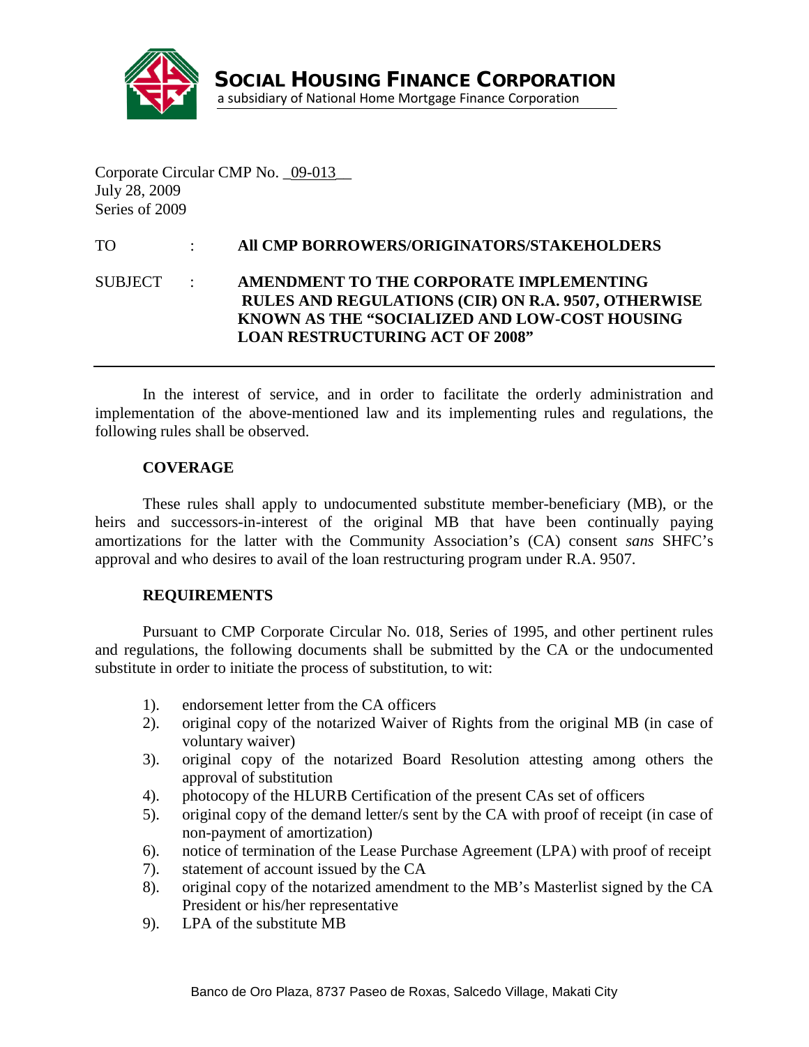**SOCIAL HOUSING FINANCE CORPORATION**
a subsidiary of National Home Mortgage Finance Corporation

Corporate Circular CMP No. _09-013_
July 28, 2009
Series of 2009

TO : **All CMP BORROWERS/ORIGINATORS/STAKEHOLDERS**

SUBJECT : **AMENDMENT TO THE CORPORATE IMPLEMENTING RULES AND REGULATIONS (CIR) ON R.A. 9507, OTHERWISE KNOWN AS THE "SOCIALIZED AND LOW-COST HOUSING LOAN RESTRUCTURING ACT OF 2008"**

---

In the interest of service, and in order to facilitate the orderly administration and implementation of the above-mentioned law and its implementing rules and regulations, the following rules shall be observed.

**COVERAGE**

These rules shall apply to undocumented substitute member-beneficiary (MB), or the heirs and successors-in-interest of the original MB that have been continually paying amortizations for the latter with the Community Association's (CA) consent *sans* SHFC's approval and who desires to avail of the loan restructuring program under R.A. 9507.

**REQUIREMENTS**

Pursuant to CMP Corporate Circular No. 018, Series of 1995, and other pertinent rules and regulations, the following documents shall be submitted by the CA or the undocumented substitute in order to initiate the process of substitution, to wit:

1). endorsement letter from the CA officers
2). original copy of the notarized Waiver of Rights from the original MB (in case of voluntary waiver)
3). original copy of the notarized Board Resolution attesting among others the approval of substitution
4). photocopy of the HLURB Certification of the present CAs set of officers
5). original copy of the demand letter/s sent by the CA with proof of receipt (in case of non-payment of amortization)
6). notice of termination of the Lease Purchase Agreement (LPA) with proof of receipt
7). statement of account issued by the CA
8). original copy of the notarized amendment to the MB's Masterlist signed by the CA President or his/her representative
9). LPA of the substitute MB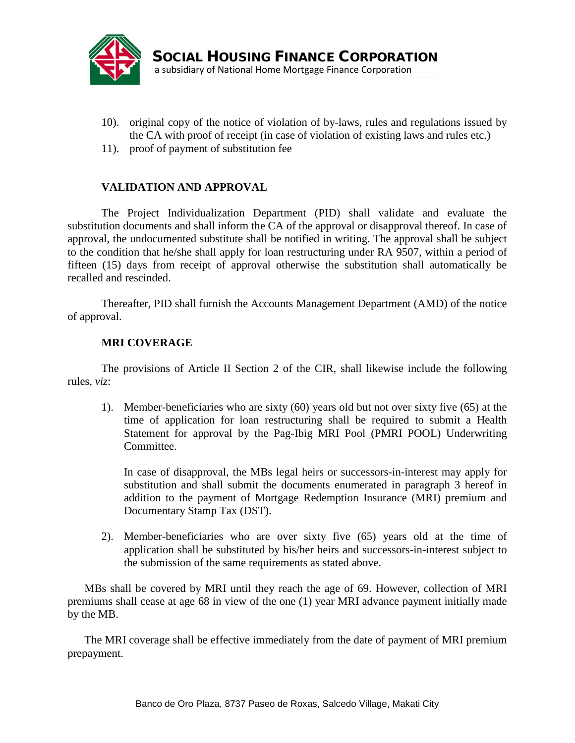10). original copy of the notice of violation of by-laws, rules and regulations issued by the CA with proof of receipt (in case of violation of existing laws and rules etc.)

11). proof of payment of substitution fee

**VALIDATION AND APPROVAL**

The Project Individualization Department (PID) shall validate and evaluate the substitution documents and shall inform the CA of the approval or disapproval thereof. In case of approval, the undocumented substitute shall be notified in writing. The approval shall be subject to the condition that he/she shall apply for loan restructuring under RA 9507, within a period of fifteen (15) days from receipt of approval otherwise the substitution shall automatically be recalled and rescinded.

Thereafter, PID shall furnish the Accounts Management Department (AMD) of the notice of approval.

**MRI COVERAGE**

The provisions of Article II Section 2 of the CIR, shall likewise include the following rules, *viz*:

1). Member-beneficiaries who are sixty (60) years old but not over sixty five (65) at the time of application for loan restructuring shall be required to submit a Health Statement for approval by the Pag-Ibig MRI Pool (PMRI POOL) Underwriting Committee.

In case of disapproval, the MBs legal heirs or successors-in-interest may apply for substitution and shall submit the documents enumerated in paragraph 3 hereof in addition to the payment of Mortgage Redemption Insurance (MRI) premium and Documentary Stamp Tax (DST).

2). Member-beneficiaries who are over sixty five (65) years old at the time of application shall be substituted by his/her heirs and successors-in-interest subject to the submission of the same requirements as stated above.

MBs shall be covered by MRI until they reach the age of 69. However, collection of MRI premiums shall cease at age 68 in view of the one (1) year MRI advance payment initially made by the MB.

The MRI coverage shall be effective immediately from the date of payment of MRI premium prepayment.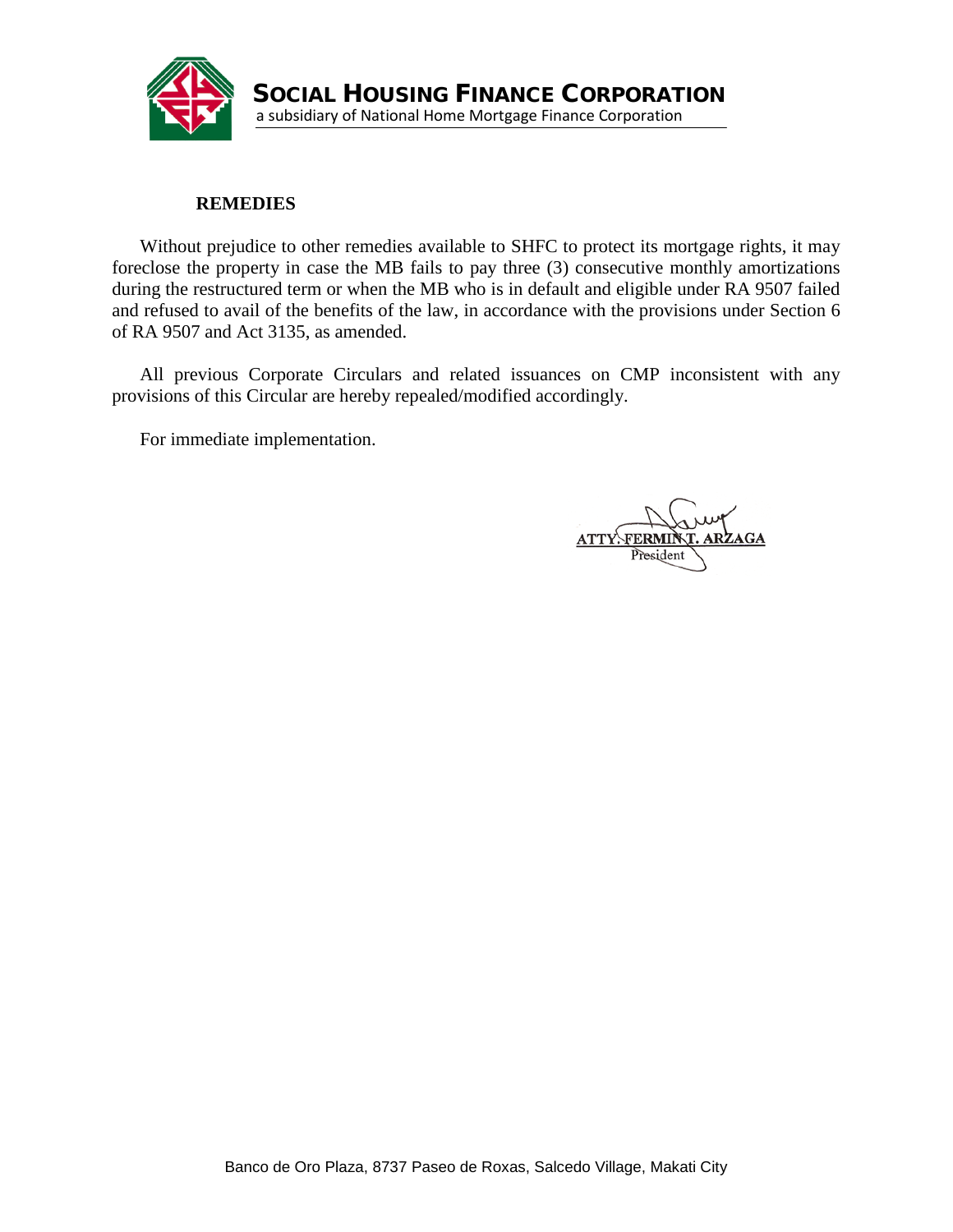**REMEDIES**

Without prejudice to other remedies available to SHFC to protect its mortgage rights, it may foreclose the property in case the MB fails to pay three (3) consecutive monthly amortizations during the restructured term or when the MB who is in default and eligible under RA 9507 failed and refused to avail of the benefits of the law, in accordance with the provisions under Section 6 of RA 9507 and Act 3135, as amended.

All previous Corporate Circulars and related issuances on CMP inconsistent with any provisions of this Circular are hereby repealed/modified accordingly.

For immediate implementation.

**ATTY. FERMIN T. ARZAGA**
President